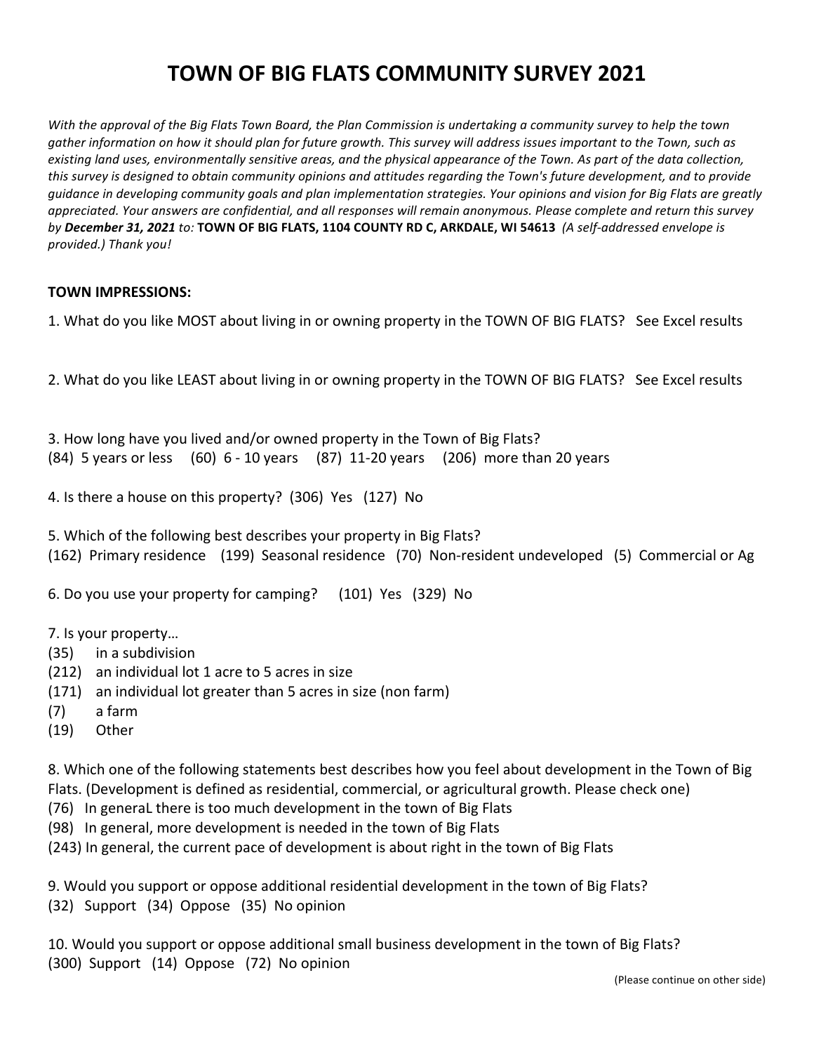# TOWN OF BIG FLATS COMMUNITY SURVEY 2021

*With the approval of the Big Flats Town Board, the Plan Commission is undertaking a community survey to help the town gather information on how it should plan for future growth. This survey will address issues important to the Town, such as existing land uses, environmentally sensitive areas, and the physical appearance of the Town. As part of the data collection, this survey is designed to obtain community opinions and attitudes regarding the Town's future development, and to provide guidance in developing community goals and plan implementation strategies. Your opinions and vision for Big Flats are greatly appreciated. Your answers are confidential, and all responses will remain anonymous. Please complete and return this survey by **December 31, 2021** to:* **TOWN OF BIG FLATS, 1104 COUNTY RD C, ARKDALE, WI 54613** *(A self-addressed envelope is provided.) Thank you!*

**TOWN IMPRESSIONS:**

1. What do you like MOST about living in or owning property in the TOWN OF BIG FLATS? See Excel results

2. What do you like LEAST about living in or owning property in the TOWN OF BIG FLATS? See Excel results

3. How long have you lived and/or owned property in the Town of Big Flats?
(84) 5 years or less (60) 6 - 10 years (87) 11-20 years (206) more than 20 years

4. Is there a house on this property? (306) Yes (127) No

5. Which of the following best describes your property in Big Flats?
(162) Primary residence (199) Seasonal residence (70) Non-resident undeveloped (5) Commercial or Ag

6. Do you use your property for camping? (101) Yes (329) No

7. Is your property…
(35) in a subdivision
(212) an individual lot 1 acre to 5 acres in size
(171) an individual lot greater than 5 acres in size (non farm)
(7) a farm
(19) Other

8. Which one of the following statements best describes how you feel about development in the Town of Big Flats. (Development is defined as residential, commercial, or agricultural growth. Please check one)
(76) In generaL there is too much development in the town of Big Flats
(98) In general, more development is needed in the town of Big Flats
(243) In general, the current pace of development is about right in the town of Big Flats

9. Would you support or oppose additional residential development in the town of Big Flats?
(32) Support (34) Oppose (35) No opinion

10. Would you support or oppose additional small business development in the town of Big Flats?
(300) Support (14) Oppose (72) No opinion

(Please continue on other side)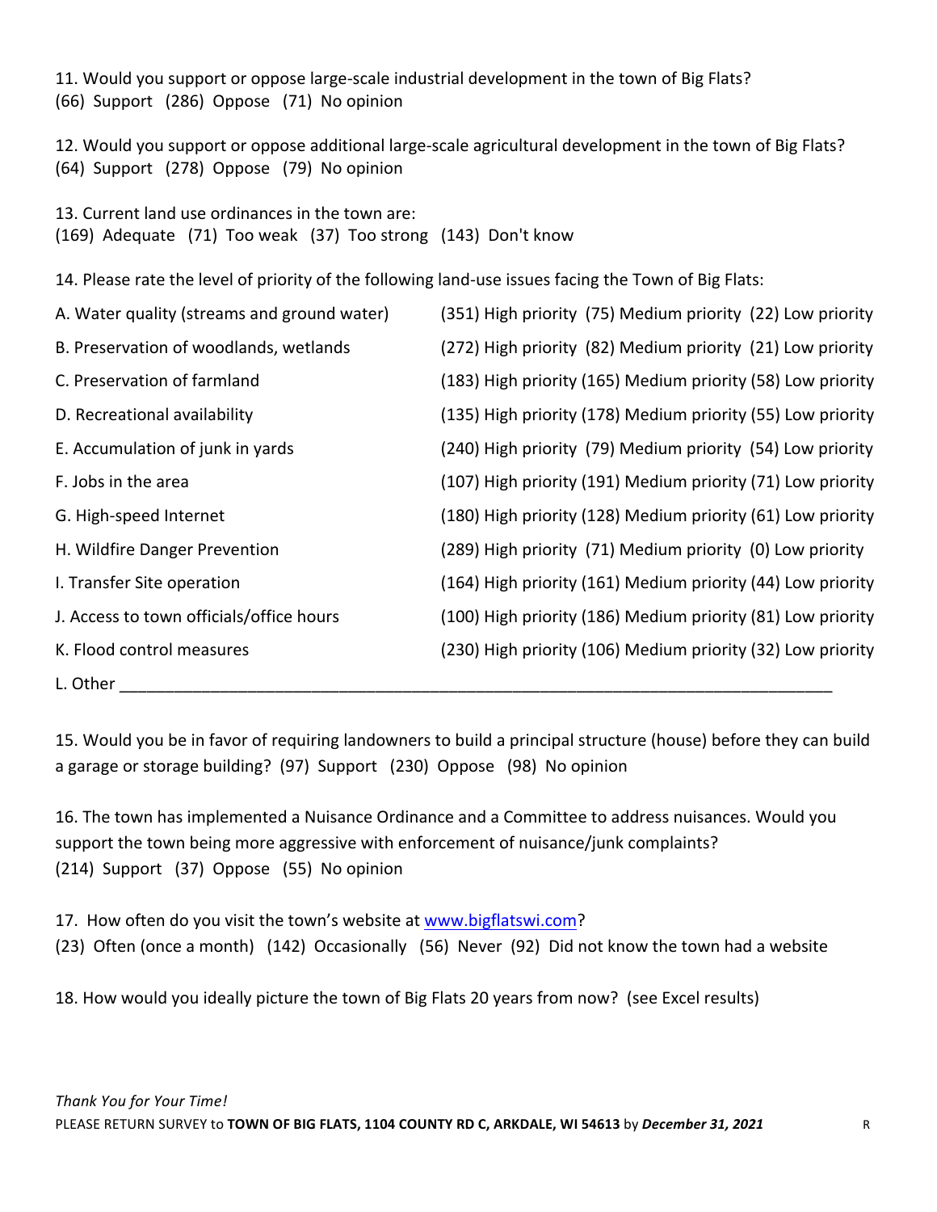11. Would you support or oppose large-scale industrial development in the town of Big Flats?
(66) Support (286) Oppose (71) No opinion

12. Would you support or oppose additional large-scale agricultural development in the town of Big Flats?
(64) Support (278) Oppose (79) No opinion

13. Current land use ordinances in the town are:
(169) Adequate (71) Too weak (37) Too strong (143) Don't know

14. Please rate the level of priority of the following land-use issues facing the Town of Big Flats:

| | |
|---|---|
| A. Water quality (streams and ground water) | (351) High priority (75) Medium priority (22) Low priority |
| B. Preservation of woodlands, wetlands | (272) High priority (82) Medium priority (21) Low priority |
| C. Preservation of farmland | (183) High priority (165) Medium priority (58) Low priority |
| D. Recreational availability | (135) High priority (178) Medium priority (55) Low priority |
| E. Accumulation of junk in yards | (240) High priority (79) Medium priority (54) Low priority |
| F. Jobs in the area | (107) High priority (191) Medium priority (71) Low priority |
| G. High-speed Internet | (180) High priority (128) Medium priority (61) Low priority |
| H. Wildfire Danger Prevention | (289) High priority (71) Medium priority (0) Low priority |
| I. Transfer Site operation | (164) High priority (161) Medium priority (44) Low priority |
| J. Access to town officials/office hours | (100) High priority (186) Medium priority (81) Low priority |
| K. Flood control measures | (230) High priority (106) Medium priority (32) Low priority |

L. Other ____________________________________________________________

15. Would you be in favor of requiring landowners to build a principal structure (house) before they can build a garage or storage building? (97) Support (230) Oppose (98) No opinion

16. The town has implemented a Nuisance Ordinance and a Committee to address nuisances. Would you support the town being more aggressive with enforcement of nuisance/junk complaints?
(214) Support (37) Oppose (55) No opinion

17. How often do you visit the town's website at www.bigflatswi.com?
(23) Often (once a month) (142) Occasionally (56) Never (92) Did not know the town had a website

18. How would you ideally picture the town of Big Flats 20 years from now? (see Excel results)

*Thank You for Your Time!*

PLEASE RETURN SURVEY to **TOWN OF BIG FLATS, 1104 COUNTY RD C, ARKDALE, WI 54613** by ***December 31, 2021*** R